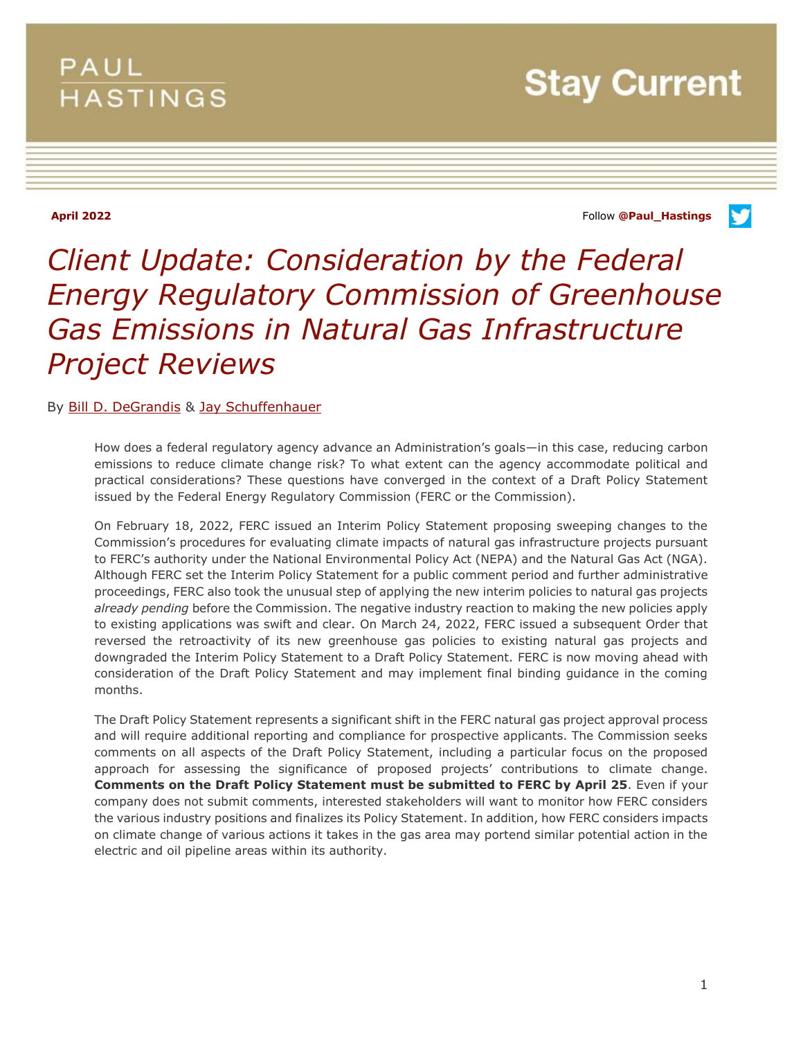PAUL HASTINGS

Stay Current

**April 2022**

Follow **@Paul_Hastings**

# *Client Update: Consideration by the Federal Energy Regulatory Commission of Greenhouse Gas Emissions in Natural Gas Infrastructure Project Reviews*

By Bill D. DeGrandis & Jay Schuffenhauer

How does a federal regulatory agency advance an Administration's goals—in this case, reducing carbon emissions to reduce climate change risk? To what extent can the agency accommodate political and practical considerations? These questions have converged in the context of a Draft Policy Statement issued by the Federal Energy Regulatory Commission (FERC or the Commission).

On February 18, 2022, FERC issued an Interim Policy Statement proposing sweeping changes to the Commission's procedures for evaluating climate impacts of natural gas infrastructure projects pursuant to FERC's authority under the National Environmental Policy Act (NEPA) and the Natural Gas Act (NGA). Although FERC set the Interim Policy Statement for a public comment period and further administrative proceedings, FERC also took the unusual step of applying the new interim policies to natural gas projects *already pending* before the Commission. The negative industry reaction to making the new policies apply to existing applications was swift and clear. On March 24, 2022, FERC issued a subsequent Order that reversed the retroactivity of its new greenhouse gas policies to existing natural gas projects and downgraded the Interim Policy Statement to a Draft Policy Statement. FERC is now moving ahead with consideration of the Draft Policy Statement and may implement final binding guidance in the coming months.

The Draft Policy Statement represents a significant shift in the FERC natural gas project approval process and will require additional reporting and compliance for prospective applicants. The Commission seeks comments on all aspects of the Draft Policy Statement, including a particular focus on the proposed approach for assessing the significance of proposed projects' contributions to climate change. **Comments on the Draft Policy Statement must be submitted to FERC by April 25**. Even if your company does not submit comments, interested stakeholders will want to monitor how FERC considers the various industry positions and finalizes its Policy Statement. In addition, how FERC considers impacts on climate change of various actions it takes in the gas area may portend similar potential action in the electric and oil pipeline areas within its authority.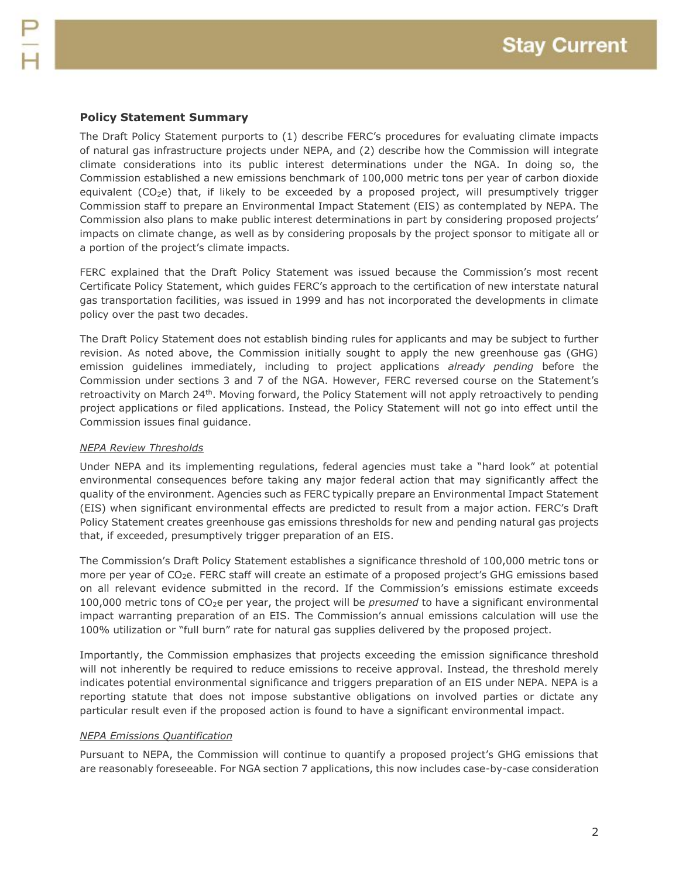## Policy Statement Summary

The Draft Policy Statement purports to (1) describe FERC's procedures for evaluating climate impacts of natural gas infrastructure projects under NEPA, and (2) describe how the Commission will integrate climate considerations into its public interest determinations under the NGA. In doing so, the Commission established a new emissions benchmark of 100,000 metric tons per year of carbon dioxide equivalent ($CO_2e$) that, if likely to be exceeded by a proposed project, will presumptively trigger Commission staff to prepare an Environmental Impact Statement (EIS) as contemplated by NEPA. The Commission also plans to make public interest determinations in part by considering proposed projects' impacts on climate change, as well as by considering proposals by the project sponsor to mitigate all or a portion of the project's climate impacts.

FERC explained that the Draft Policy Statement was issued because the Commission's most recent Certificate Policy Statement, which guides FERC's approach to the certification of new interstate natural gas transportation facilities, was issued in 1999 and has not incorporated the developments in climate policy over the past two decades.

The Draft Policy Statement does not establish binding rules for applicants and may be subject to further revision. As noted above, the Commission initially sought to apply the new greenhouse gas (GHG) emission guidelines immediately, including to project applications *already pending* before the Commission under sections 3 and 7 of the NGA. However, FERC reversed course on the Statement's retroactivity on March 24th. Moving forward, the Policy Statement will not apply retroactively to pending project applications or filed applications. Instead, the Policy Statement will not go into effect until the Commission issues final guidance.

### *NEPA Review Thresholds*

Under NEPA and its implementing regulations, federal agencies must take a "hard look" at potential environmental consequences before taking any major federal action that may significantly affect the quality of the environment. Agencies such as FERC typically prepare an Environmental Impact Statement (EIS) when significant environmental effects are predicted to result from a major action. FERC's Draft Policy Statement creates greenhouse gas emissions thresholds for new and pending natural gas projects that, if exceeded, presumptively trigger preparation of an EIS.

The Commission's Draft Policy Statement establishes a significance threshold of 100,000 metric tons or more per year of $CO_2e$. FERC staff will create an estimate of a proposed project's GHG emissions based on all relevant evidence submitted in the record. If the Commission's emissions estimate exceeds 100,000 metric tons of $CO_2e$ per year, the project will be *presumed* to have a significant environmental impact warranting preparation of an EIS. The Commission's annual emissions calculation will use the 100% utilization or "full burn" rate for natural gas supplies delivered by the proposed project.

Importantly, the Commission emphasizes that projects exceeding the emission significance threshold will not inherently be required to reduce emissions to receive approval. Instead, the threshold merely indicates potential environmental significance and triggers preparation of an EIS under NEPA. NEPA is a reporting statute that does not impose substantive obligations on involved parties or dictate any particular result even if the proposed action is found to have a significant environmental impact.

### *NEPA Emissions Quantification*

Pursuant to NEPA, the Commission will continue to quantify a proposed project's GHG emissions that are reasonably foreseeable. For NGA section 7 applications, this now includes case-by-case consideration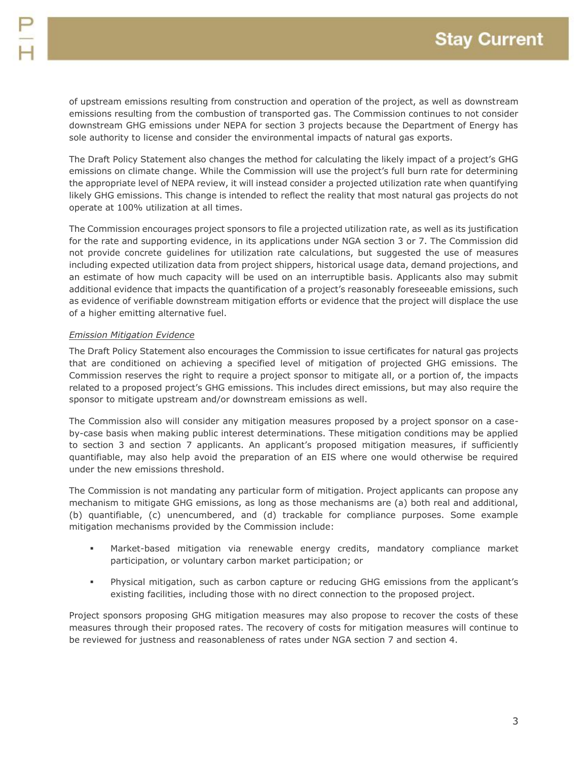of upstream emissions resulting from construction and operation of the project, as well as downstream emissions resulting from the combustion of transported gas. The Commission continues to not consider downstream GHG emissions under NEPA for section 3 projects because the Department of Energy has sole authority to license and consider the environmental impacts of natural gas exports.

The Draft Policy Statement also changes the method for calculating the likely impact of a project's GHG emissions on climate change. While the Commission will use the project's full burn rate for determining the appropriate level of NEPA review, it will instead consider a projected utilization rate when quantifying likely GHG emissions. This change is intended to reflect the reality that most natural gas projects do not operate at 100% utilization at all times.

The Commission encourages project sponsors to file a projected utilization rate, as well as its justification for the rate and supporting evidence, in its applications under NGA section 3 or 7. The Commission did not provide concrete guidelines for utilization rate calculations, but suggested the use of measures including expected utilization data from project shippers, historical usage data, demand projections, and an estimate of how much capacity will be used on an interruptible basis. Applicants also may submit additional evidence that impacts the quantification of a project's reasonably foreseeable emissions, such as evidence of verifiable downstream mitigation efforts or evidence that the project will displace the use of a higher emitting alternative fuel.

*Emission Mitigation Evidence*

The Draft Policy Statement also encourages the Commission to issue certificates for natural gas projects that are conditioned on achieving a specified level of mitigation of projected GHG emissions. The Commission reserves the right to require a project sponsor to mitigate all, or a portion of, the impacts related to a proposed project's GHG emissions. This includes direct emissions, but may also require the sponsor to mitigate upstream and/or downstream emissions as well.

The Commission also will consider any mitigation measures proposed by a project sponsor on a case-by-case basis when making public interest determinations. These mitigation conditions may be applied to section 3 and section 7 applicants. An applicant's proposed mitigation measures, if sufficiently quantifiable, may also help avoid the preparation of an EIS where one would otherwise be required under the new emissions threshold.

The Commission is not mandating any particular form of mitigation. Project applicants can propose any mechanism to mitigate GHG emissions, as long as those mechanisms are (a) both real and additional, (b) quantifiable, (c) unencumbered, and (d) trackable for compliance purposes. Some example mitigation mechanisms provided by the Commission include:

- Market-based mitigation via renewable energy credits, mandatory compliance market participation, or voluntary carbon market participation; or
- Physical mitigation, such as carbon capture or reducing GHG emissions from the applicant's existing facilities, including those with no direct connection to the proposed project.

Project sponsors proposing GHG mitigation measures may also propose to recover the costs of these measures through their proposed rates. The recovery of costs for mitigation measures will continue to be reviewed for justness and reasonableness of rates under NGA section 7 and section 4.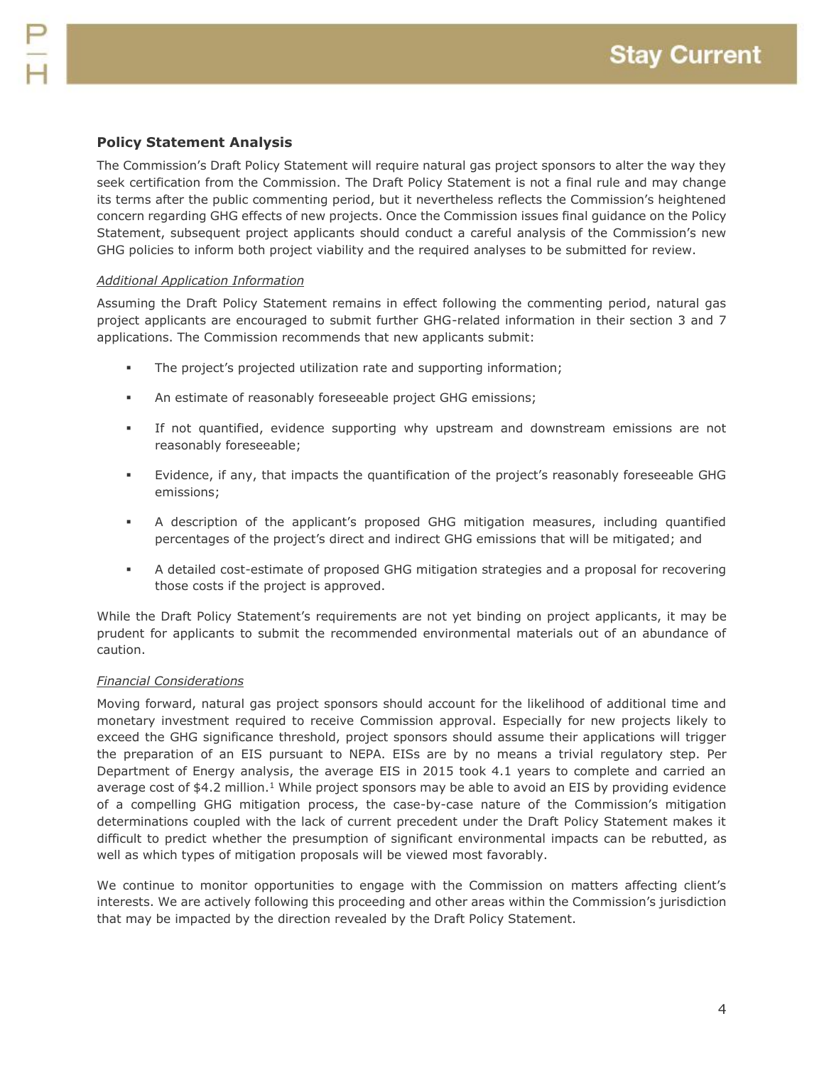## Policy Statement Analysis

The Commission's Draft Policy Statement will require natural gas project sponsors to alter the way they seek certification from the Commission. The Draft Policy Statement is not a final rule and may change its terms after the public commenting period, but it nevertheless reflects the Commission's heightened concern regarding GHG effects of new projects. Once the Commission issues final guidance on the Policy Statement, subsequent project applicants should conduct a careful analysis of the Commission's new GHG policies to inform both project viability and the required analyses to be submitted for review.

*Additional Application Information*

Assuming the Draft Policy Statement remains in effect following the commenting period, natural gas project applicants are encouraged to submit further GHG-related information in their section 3 and 7 applications. The Commission recommends that new applicants submit:

- The project's projected utilization rate and supporting information;
- An estimate of reasonably foreseeable project GHG emissions;
- If not quantified, evidence supporting why upstream and downstream emissions are not reasonably foreseeable;
- Evidence, if any, that impacts the quantification of the project's reasonably foreseeable GHG emissions;
- A description of the applicant's proposed GHG mitigation measures, including quantified percentages of the project's direct and indirect GHG emissions that will be mitigated; and
- A detailed cost-estimate of proposed GHG mitigation strategies and a proposal for recovering those costs if the project is approved.

While the Draft Policy Statement's requirements are not yet binding on project applicants, it may be prudent for applicants to submit the recommended environmental materials out of an abundance of caution.

*Financial Considerations*

Moving forward, natural gas project sponsors should account for the likelihood of additional time and monetary investment required to receive Commission approval. Especially for new projects likely to exceed the GHG significance threshold, project sponsors should assume their applications will trigger the preparation of an EIS pursuant to NEPA. EISs are by no means a trivial regulatory step. Per Department of Energy analysis, the average EIS in 2015 took 4.1 years to complete and carried an average cost of $4.2 million.[1] While project sponsors may be able to avoid an EIS by providing evidence of a compelling GHG mitigation process, the case-by-case nature of the Commission's mitigation determinations coupled with the lack of current precedent under the Draft Policy Statement makes it difficult to predict whether the presumption of significant environmental impacts can be rebutted, as well as which types of mitigation proposals will be viewed most favorably.

We continue to monitor opportunities to engage with the Commission on matters affecting client's interests. We are actively following this proceeding and other areas within the Commission's jurisdiction that may be impacted by the direction revealed by the Draft Policy Statement.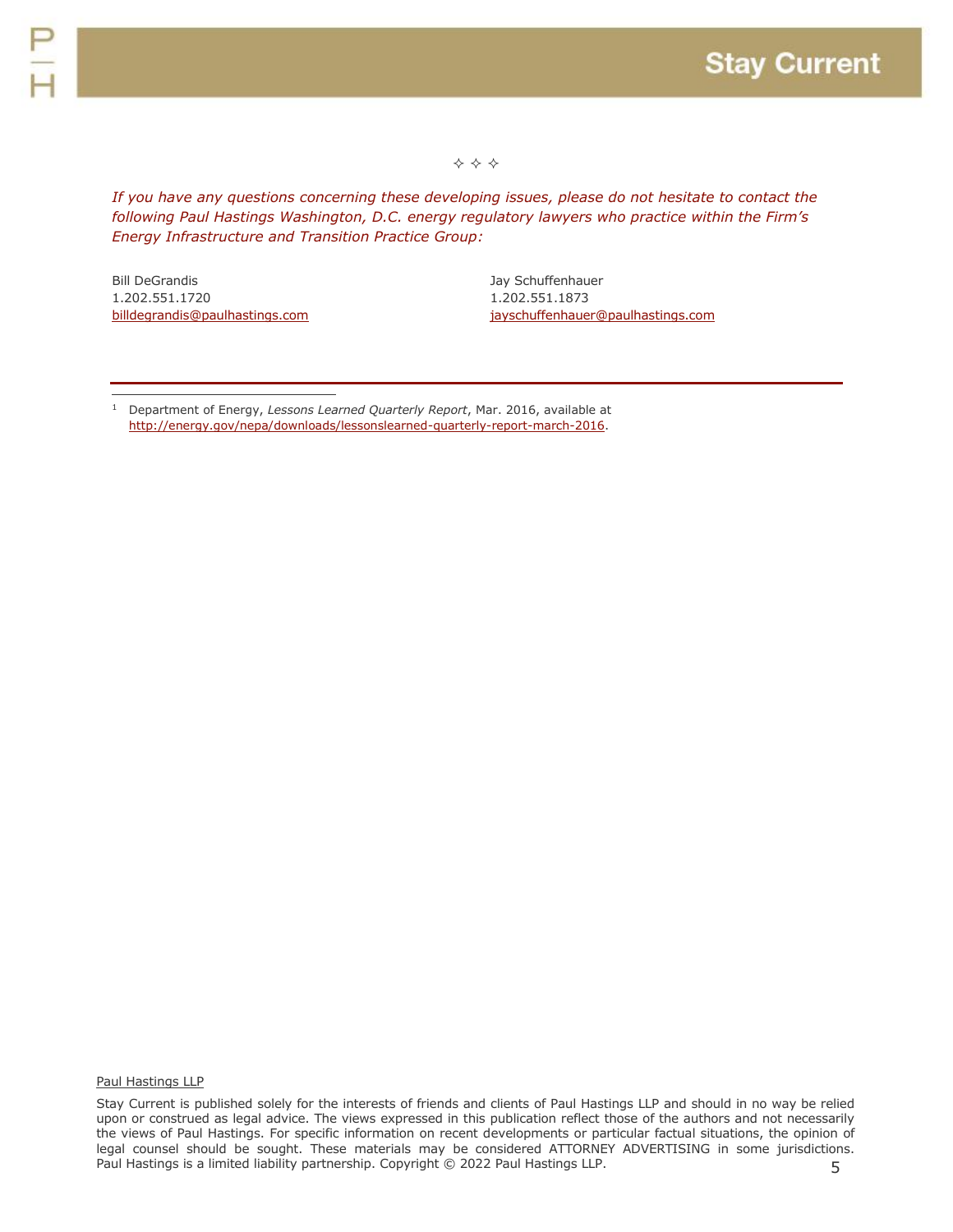✧ ✧ ✧

*If you have any questions concerning these developing issues, please do not hesitate to contact the following Paul Hastings Washington, D.C. energy regulatory lawyers who practice within the Firm's Energy Infrastructure and Transition Practice Group:*

Bill DeGrandis
1.202.551.1720
billdegrandis@paulhastings.com

Jay Schuffenhauer
1.202.551.1873
jayschuffenhauer@paulhastings.com

---

[1] Department of Energy, *Lessons Learned Quarterly Report*, Mar. 2016, available at http://energy.gov/nepa/downloads/lessonslearned-quarterly-report-march-2016.

Paul Hastings LLP

Stay Current is published solely for the interests of friends and clients of Paul Hastings LLP and should in no way be relied upon or construed as legal advice. The views expressed in this publication reflect those of the authors and not necessarily the views of Paul Hastings. For specific information on recent developments or particular factual situations, the opinion of legal counsel should be sought. These materials may be considered ATTORNEY ADVERTISING in some jurisdictions. Paul Hastings is a limited liability partnership. Copyright © 2022 Paul Hastings LLP.